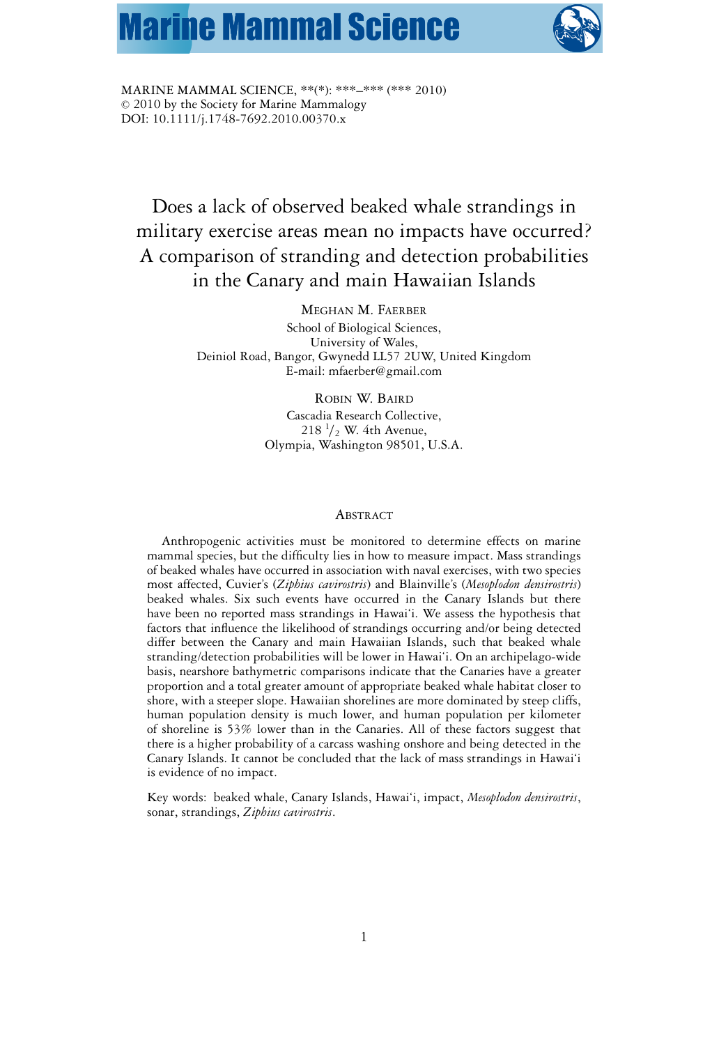MARINE MAMMAL SCIENCE, \*\*(\*): \*\*\*–\*\*\* (\*\*\* 2010)
© 2010 by the Society for Marine Mammalogy
DOI: 10.1111/j.1748-7692.2010.00370.x

# Does a lack of observed beaked whale strandings in military exercise areas mean no impacts have occurred? A comparison of stranding and detection probabilities in the Canary and main Hawaiian Islands

MEGHAN M. FAERBER
School of Biological Sciences,
University of Wales,
Deiniol Road, Bangor, Gwynedd LL57 2UW, United Kingdom
E-mail: mfaerber@gmail.com

ROBIN W. BAIRD
Cascadia Research Collective,
218 1/2 W. 4th Avenue,
Olympia, Washington 98501, U.S.A.

## ABSTRACT

Anthropogenic activities must be monitored to determine effects on marine mammal species, but the difficulty lies in how to measure impact. Mass strandings of beaked whales have occurred in association with naval exercises, with two species most affected, Cuvier's (*Ziphius cavirostris*) and Blainville's (*Mesoplodon densirostris*) beaked whales. Six such events have occurred in the Canary Islands but there have been no reported mass strandings in Hawai'i. We assess the hypothesis that factors that influence the likelihood of strandings occurring and/or being detected differ between the Canary and main Hawaiian Islands, such that beaked whale stranding/detection probabilities will be lower in Hawai'i. On an archipelago-wide basis, nearshore bathymetric comparisons indicate that the Canaries have a greater proportion and a total greater amount of appropriate beaked whale habitat closer to shore, with a steeper slope. Hawaiian shorelines are more dominated by steep cliffs, human population density is much lower, and human population per kilometer of shoreline is 53% lower than in the Canaries. All of these factors suggest that there is a higher probability of a carcass washing onshore and being detected in the Canary Islands. It cannot be concluded that the lack of mass strandings in Hawai'i is evidence of no impact.

Key words: beaked whale, Canary Islands, Hawai'i, impact, *Mesoplodon densirostris*, sonar, strandings, *Ziphius cavirostris*.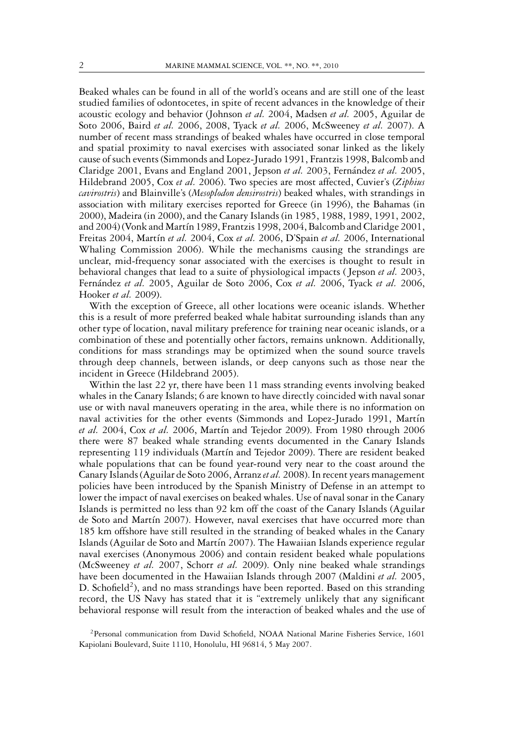Beaked whales can be found in all of the world's oceans and are still one of the least studied families of odontocetes, in spite of recent advances in the knowledge of their acoustic ecology and behavior (Johnson *et al.* 2004, Madsen *et al.* 2005, Aguilar de Soto 2006, Baird *et al.* 2006, 2008, Tyack *et al.* 2006, McSweeney *et al.* 2007). A number of recent mass strandings of beaked whales have occurred in close temporal and spatial proximity to naval exercises with associated sonar linked as the likely cause of such events (Simmonds and Lopez-Jurado 1991, Frantzis 1998, Balcomb and Claridge 2001, Evans and England 2001, Jepson *et al.* 2003, Fernández *et al.* 2005, Hildebrand 2005, Cox *et al.* 2006). Two species are most affected, Cuvier's (*Ziphius cavirostris*) and Blainville's (*Mesoplodon densirostris*) beaked whales, with strandings in association with military exercises reported for Greece (in 1996), the Bahamas (in 2000), Madeira (in 2000), and the Canary Islands (in 1985, 1988, 1989, 1991, 2002, and 2004) (Vonk and Martín 1989, Frantzis 1998, 2004, Balcomb and Claridge 2001, Freitas 2004, Martín *et al.* 2004, Cox *et al.* 2006, D'Spain *et al.* 2006, International Whaling Commission 2006). While the mechanisms causing the strandings are unclear, mid-frequency sonar associated with the exercises is thought to result in behavioral changes that lead to a suite of physiological impacts (Jepson *et al.* 2003, Fernández *et al.* 2005, Aguilar de Soto 2006, Cox *et al.* 2006, Tyack *et al.* 2006, Hooker *et al.* 2009).

With the exception of Greece, all other locations were oceanic islands. Whether this is a result of more preferred beaked whale habitat surrounding islands than any other type of location, naval military preference for training near oceanic islands, or a combination of these and potentially other factors, remains unknown. Additionally, conditions for mass strandings may be optimized when the sound source travels through deep channels, between islands, or deep canyons such as those near the incident in Greece (Hildebrand 2005).

Within the last 22 yr, there have been 11 mass stranding events involving beaked whales in the Canary Islands; 6 are known to have directly coincided with naval sonar use or with naval maneuvers operating in the area, while there is no information on naval activities for the other events (Simmonds and Lopez-Jurado 1991, Martín *et al.* 2004, Cox *et al.* 2006, Martín and Tejedor 2009). From 1980 through 2006 there were 87 beaked whale stranding events documented in the Canary Islands representing 119 individuals (Martín and Tejedor 2009). There are resident beaked whale populations that can be found year-round very near to the coast around the Canary Islands (Aguilar de Soto 2006, Arranz *et al.* 2008). In recent years management policies have been introduced by the Spanish Ministry of Defense in an attempt to lower the impact of naval exercises on beaked whales. Use of naval sonar in the Canary Islands is permitted no less than 92 km off the coast of the Canary Islands (Aguilar de Soto and Martín 2007). However, naval exercises that have occurred more than 185 km offshore have still resulted in the stranding of beaked whales in the Canary Islands (Aguilar de Soto and Martín 2007). The Hawaiian Islands experience regular naval exercises (Anonymous 2006) and contain resident beaked whale populations (McSweeney *et al.* 2007, Schorr *et al.* 2009). Only nine beaked whale strandings have been documented in the Hawaiian Islands through 2007 (Maldini *et al.* 2005, D. Schofield[2]), and no mass strandings have been reported. Based on this stranding record, the US Navy has stated that it is "extremely unlikely that any significant behavioral response will result from the interaction of beaked whales and the use of

[2]Personal communication from David Schofield, NOAA National Marine Fisheries Service, 1601 Kapiolani Boulevard, Suite 1110, Honolulu, HI 96814, 5 May 2007.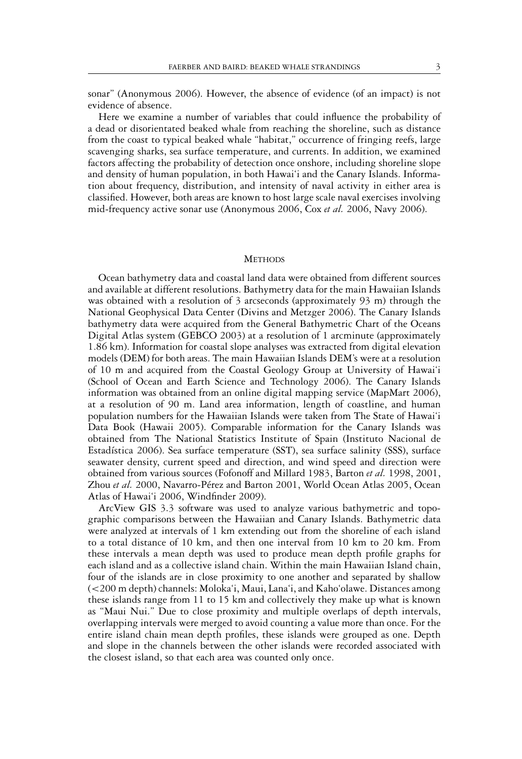sonar" (Anonymous 2006). However, the absence of evidence (of an impact) is not evidence of absence.

Here we examine a number of variables that could influence the probability of a dead or disorientated beaked whale from reaching the shoreline, such as distance from the coast to typical beaked whale "habitat," occurrence of fringing reefs, large scavenging sharks, sea surface temperature, and currents. In addition, we examined factors affecting the probability of detection once onshore, including shoreline slope and density of human population, in both Hawai'i and the Canary Islands. Information about frequency, distribution, and intensity of naval activity in either area is classified. However, both areas are known to host large scale naval exercises involving mid-frequency active sonar use (Anonymous 2006, Cox *et al.* 2006, Navy 2006).

## Methods

Ocean bathymetry data and coastal land data were obtained from different sources and available at different resolutions. Bathymetry data for the main Hawaiian Islands was obtained with a resolution of 3 arcseconds (approximately 93 m) through the National Geophysical Data Center (Divins and Metzger 2006). The Canary Islands bathymetry data were acquired from the General Bathymetric Chart of the Oceans Digital Atlas system (GEBCO 2003) at a resolution of 1 arcminute (approximately 1.86 km). Information for coastal slope analyses was extracted from digital elevation models (DEM) for both areas. The main Hawaiian Islands DEM's were at a resolution of 10 m and acquired from the Coastal Geology Group at University of Hawai'i (School of Ocean and Earth Science and Technology 2006). The Canary Islands information was obtained from an online digital mapping service (MapMart 2006), at a resolution of 90 m. Land area information, length of coastline, and human population numbers for the Hawaiian Islands were taken from The State of Hawai'i Data Book (Hawaii 2005). Comparable information for the Canary Islands was obtained from The National Statistics Institute of Spain (Instituto Nacional de Estadística 2006). Sea surface temperature (SST), sea surface salinity (SSS), surface seawater density, current speed and direction, and wind speed and direction were obtained from various sources (Fofonoff and Millard 1983, Barton *et al.* 1998, 2001, Zhou *et al.* 2000, Navarro-Pérez and Barton 2001, World Ocean Atlas 2005, Ocean Atlas of Hawai'i 2006, Windfinder 2009).

ArcView GIS 3.3 software was used to analyze various bathymetric and topographic comparisons between the Hawaiian and Canary Islands. Bathymetric data were analyzed at intervals of 1 km extending out from the shoreline of each island to a total distance of 10 km, and then one interval from 10 km to 20 km. From these intervals a mean depth was used to produce mean depth profile graphs for each island and as a collective island chain. Within the main Hawaiian Island chain, four of the islands are in close proximity to one another and separated by shallow (<200 m depth) channels: Moloka'i, Maui, Lana'i, and Kaho'olawe. Distances among these islands range from 11 to 15 km and collectively they make up what is known as "Maui Nui." Due to close proximity and multiple overlaps of depth intervals, overlapping intervals were merged to avoid counting a value more than once. For the entire island chain mean depth profiles, these islands were grouped as one. Depth and slope in the channels between the other islands were recorded associated with the closest island, so that each area was counted only once.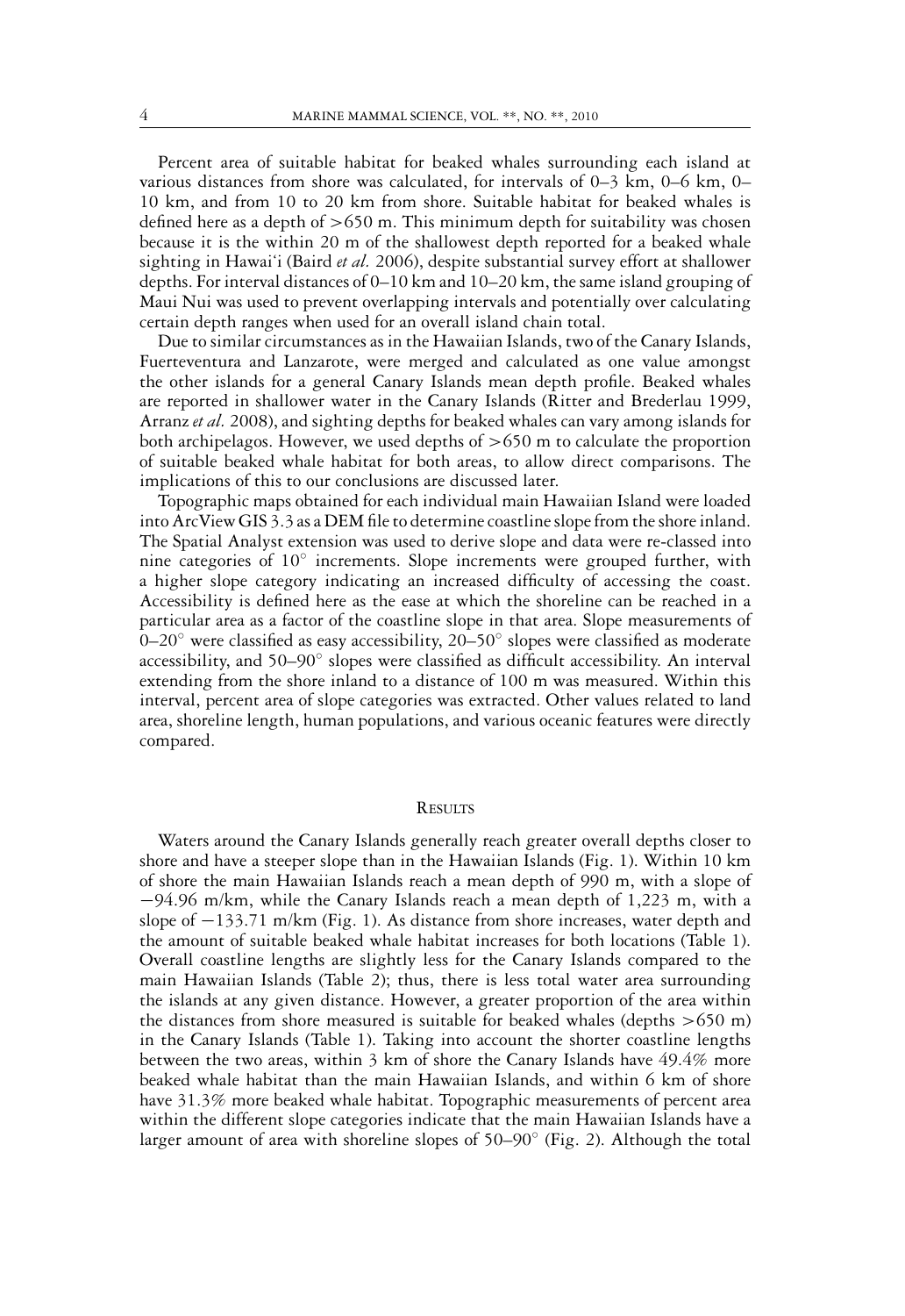Percent area of suitable habitat for beaked whales surrounding each island at various distances from shore was calculated, for intervals of 0–3 km, 0–6 km, 0–10 km, and from 10 to 20 km from shore. Suitable habitat for beaked whales is defined here as a depth of >650 m. This minimum depth for suitability was chosen because it is the within 20 m of the shallowest depth reported for a beaked whale sighting in Hawai'i (Baird *et al.* 2006), despite substantial survey effort at shallower depths. For interval distances of 0–10 km and 10–20 km, the same island grouping of Maui Nui was used to prevent overlapping intervals and potentially over calculating certain depth ranges when used for an overall island chain total.

Due to similar circumstances as in the Hawaiian Islands, two of the Canary Islands, Fuerteventura and Lanzarote, were merged and calculated as one value amongst the other islands for a general Canary Islands mean depth profile. Beaked whales are reported in shallower water in the Canary Islands (Ritter and Brederlau 1999, Arranz *et al.* 2008), and sighting depths for beaked whales can vary among islands for both archipelagos. However, we used depths of >650 m to calculate the proportion of suitable beaked whale habitat for both areas, to allow direct comparisons. The implications of this to our conclusions are discussed later.

Topographic maps obtained for each individual main Hawaiian Island were loaded into ArcView GIS 3.3 as a DEM file to determine coastline slope from the shore inland. The Spatial Analyst extension was used to derive slope and data were re-classed into nine categories of 10° increments. Slope increments were grouped further, with a higher slope category indicating an increased difficulty of accessing the coast. Accessibility is defined here as the ease at which the shoreline can be reached in a particular area as a factor of the coastline slope in that area. Slope measurements of 0–20° were classified as easy accessibility, 20–50° slopes were classified as moderate accessibility, and 50–90° slopes were classified as difficult accessibility. An interval extending from the shore inland to a distance of 100 m was measured. Within this interval, percent area of slope categories was extracted. Other values related to land area, shoreline length, human populations, and various oceanic features were directly compared.

## Results

Waters around the Canary Islands generally reach greater overall depths closer to shore and have a steeper slope than in the Hawaiian Islands (Fig. 1). Within 10 km of shore the main Hawaiian Islands reach a mean depth of 990 m, with a slope of −94.96 m/km, while the Canary Islands reach a mean depth of 1,223 m, with a slope of −133.71 m/km (Fig. 1). As distance from shore increases, water depth and the amount of suitable beaked whale habitat increases for both locations (Table 1). Overall coastline lengths are slightly less for the Canary Islands compared to the main Hawaiian Islands (Table 2); thus, there is less total water area surrounding the islands at any given distance. However, a greater proportion of the area within the distances from shore measured is suitable for beaked whales (depths >650 m) in the Canary Islands (Table 1). Taking into account the shorter coastline lengths between the two areas, within 3 km of shore the Canary Islands have 49.4% more beaked whale habitat than the main Hawaiian Islands, and within 6 km of shore have 31.3% more beaked whale habitat. Topographic measurements of percent area within the different slope categories indicate that the main Hawaiian Islands have a larger amount of area with shoreline slopes of 50–90° (Fig. 2). Although the total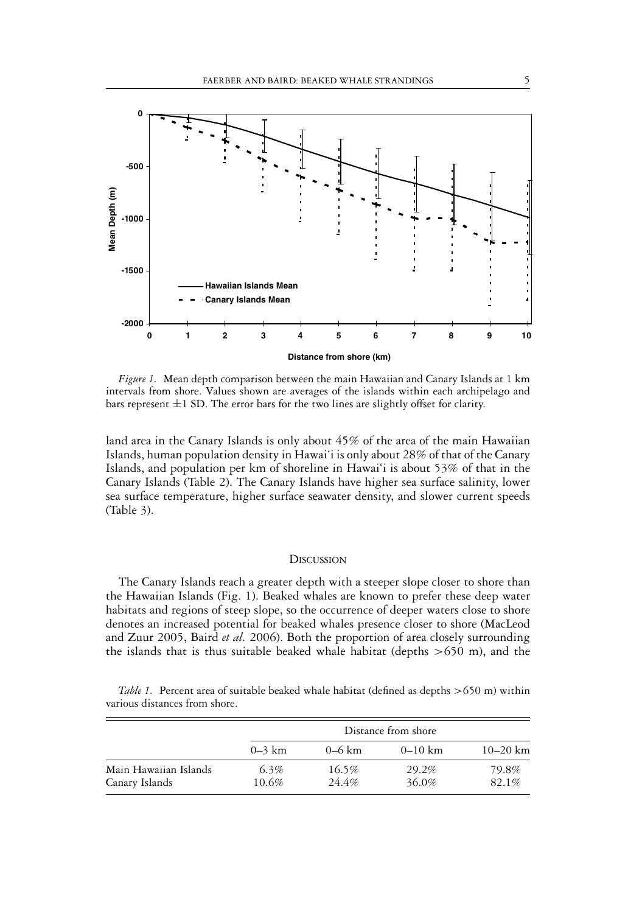*Figure 1.* Mean depth comparison between the main Hawaiian and Canary Islands at 1 km intervals from shore. Values shown are averages of the islands within each archipelago and bars represent ±1 SD. The error bars for the two lines are slightly offset for clarity.

land area in the Canary Islands is only about 45% of the area of the main Hawaiian Islands, human population density in Hawai'i is only about 28% of that of the Canary Islands, and population per km of shoreline in Hawai'i is about 53% of that in the Canary Islands (Table 2). The Canary Islands have higher sea surface salinity, lower sea surface temperature, higher surface seawater density, and slower current speeds (Table 3).

## Discussion

The Canary Islands reach a greater depth with a steeper slope closer to shore than the Hawaiian Islands (Fig. 1). Beaked whales are known to prefer these deep water habitats and regions of steep slope, so the occurrence of deeper waters close to shore denotes an increased potential for beaked whales presence closer to shore (MacLeod and Zuur 2005, Baird *et al.* 2006). Both the proportion of area closely surrounding the islands that is thus suitable beaked whale habitat (depths >650 m), and the

*Table 1.* Percent area of suitable beaked whale habitat (defined as depths >650 m) within various distances from shore.

| | Distance from shore | | | |
|---|---|---|---|---|
| | 0–3 km | 0–6 km | 0–10 km | 10–20 km |
| Main Hawaiian Islands | 6.3% | 16.5% | 29.2% | 79.8% |
| Canary Islands | 10.6% | 24.4% | 36.0% | 82.1% |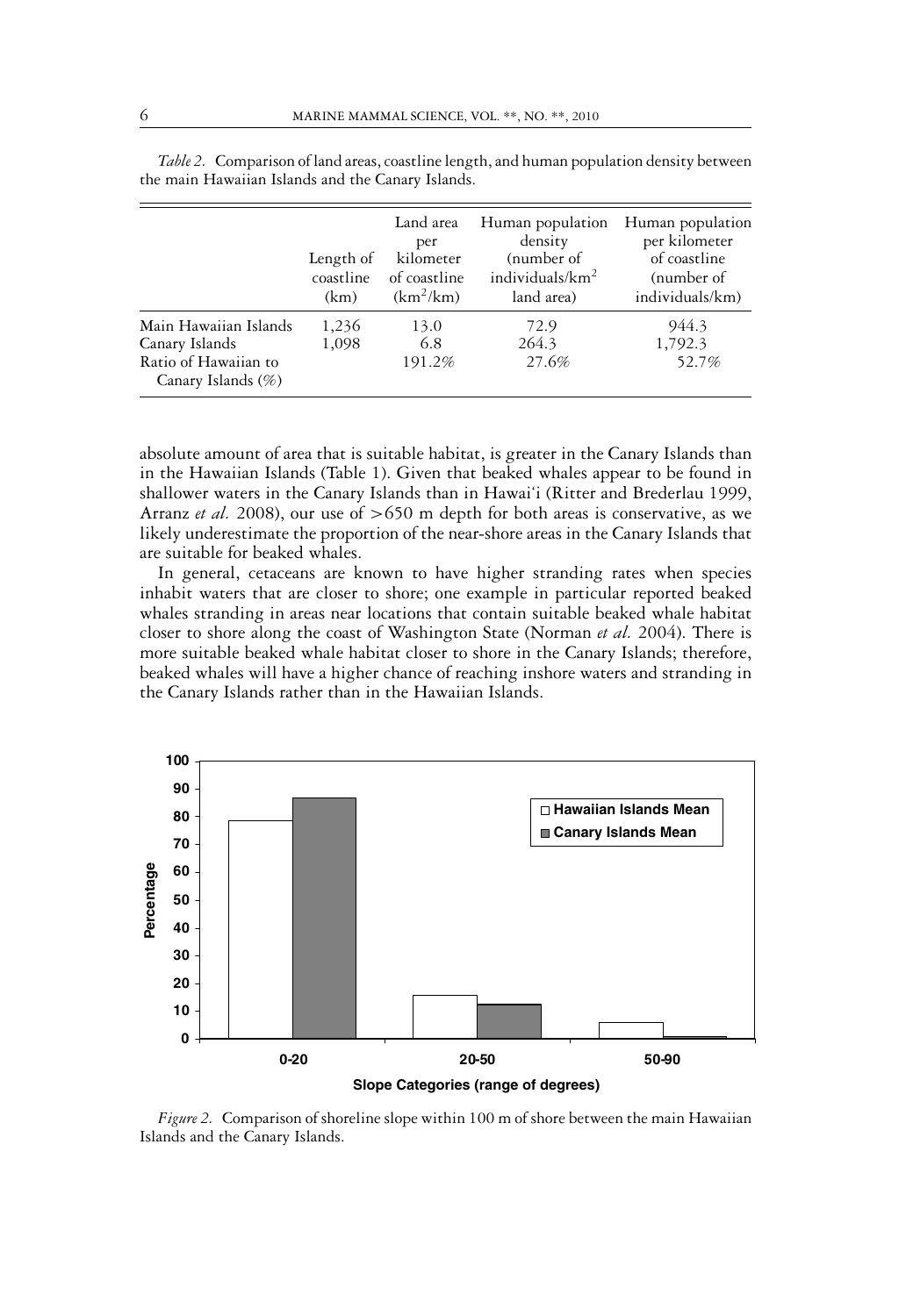*Table 2.* Comparison of land areas, coastline length, and human population density between the main Hawaiian Islands and the Canary Islands.

| | Length of coastline (km) | Land area per kilometer of coastline ($km^2$/km) | Human population density (number of individuals/$km^2$ land area) | Human population per kilometer of coastline (number of individuals/km) |
|---|---|---|---|---|
| Main Hawaiian Islands | 1,236 | 13.0 | 72.9 | 944.3 |
| Canary Islands | 1,098 | 6.8 | 264.3 | 1,792.3 |
| Ratio of Hawaiian to Canary Islands (%) | | 191.2% | 27.6% | 52.7% |

absolute amount of area that is suitable habitat, is greater in the Canary Islands than in the Hawaiian Islands (Table 1). Given that beaked whales appear to be found in shallower waters in the Canary Islands than in Hawai'i (Ritter and Brederlau 1999, Arranz *et al.* 2008), our use of >650 m depth for both areas is conservative, as we likely underestimate the proportion of the near-shore areas in the Canary Islands that are suitable for beaked whales.

In general, cetaceans are known to have higher stranding rates when species inhabit waters that are closer to shore; one example in particular reported beaked whales stranding in areas near locations that contain suitable beaked whale habitat closer to shore along the coast of Washington State (Norman *et al.* 2004). There is more suitable beaked whale habitat closer to shore in the Canary Islands; therefore, beaked whales will have a higher chance of reaching inshore waters and stranding in the Canary Islands rather than in the Hawaiian Islands.

*Figure 2.* Comparison of shoreline slope within 100 m of shore between the main Hawaiian Islands and the Canary Islands.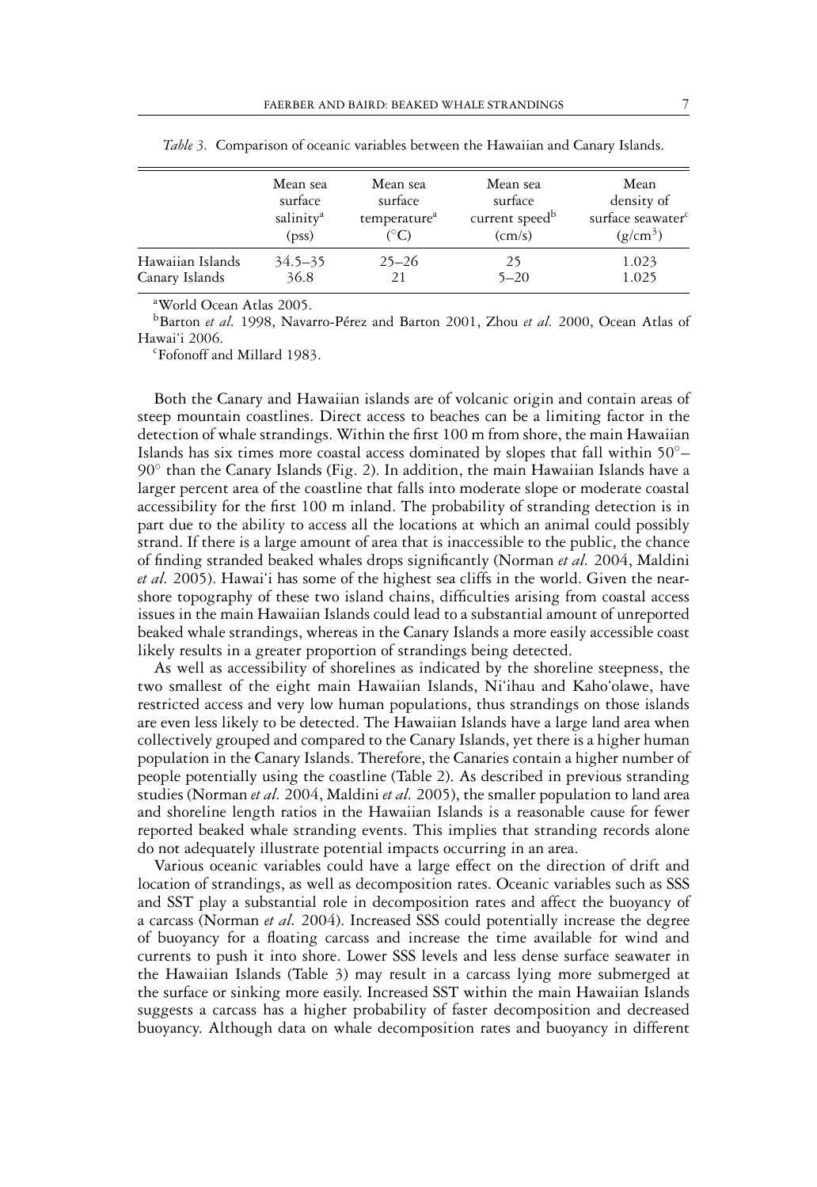*Table 3.* Comparison of oceanic variables between the Hawaiian and Canary Islands.

| | Mean sea surface salinity[a] (pss) | Mean sea surface temperature[a] (°C) | Mean sea surface current speed[b] (cm/s) | Mean density of surface seawater[c] ($g/cm^3$) |
|---|---|---|---|---|
| Hawaiian Islands | 34.5–35 | 25–26 | 25 | 1.023 |
| Canary Islands | 36.8 | 21 | 5–20 | 1.025 |

[a]World Ocean Atlas 2005.

[b]Barton *et al.* 1998, Navarro-Pérez and Barton 2001, Zhou *et al.* 2000, Ocean Atlas of Hawai'i 2006.

[c]Fofonoff and Millard 1983.

Both the Canary and Hawaiian islands are of volcanic origin and contain areas of steep mountain coastlines. Direct access to beaches can be a limiting factor in the detection of whale strandings. Within the first 100 m from shore, the main Hawaiian Islands has six times more coastal access dominated by slopes that fall within 50°–90° than the Canary Islands (Fig. 2). In addition, the main Hawaiian Islands have a larger percent area of the coastline that falls into moderate slope or moderate coastal accessibility for the first 100 m inland. The probability of stranding detection is in part due to the ability to access all the locations at which an animal could possibly strand. If there is a large amount of area that is inaccessible to the public, the chance of finding stranded beaked whales drops significantly (Norman *et al.* 2004, Maldini *et al.* 2005). Hawai'i has some of the highest sea cliffs in the world. Given the near-shore topography of these two island chains, difficulties arising from coastal access issues in the main Hawaiian Islands could lead to a substantial amount of unreported beaked whale strandings, whereas in the Canary Islands a more easily accessible coast likely results in a greater proportion of strandings being detected.

As well as accessibility of shorelines as indicated by the shoreline steepness, the two smallest of the eight main Hawaiian Islands, Ni'ihau and Kaho'olawe, have restricted access and very low human populations, thus strandings on those islands are even less likely to be detected. The Hawaiian Islands have a large land area when collectively grouped and compared to the Canary Islands, yet there is a higher human population in the Canary Islands. Therefore, the Canaries contain a higher number of people potentially using the coastline (Table 2). As described in previous stranding studies (Norman *et al.* 2004, Maldini *et al.* 2005), the smaller population to land area and shoreline length ratios in the Hawaiian Islands is a reasonable cause for fewer reported beaked whale stranding events. This implies that stranding records alone do not adequately illustrate potential impacts occurring in an area.

Various oceanic variables could have a large effect on the direction of drift and location of strandings, as well as decomposition rates. Oceanic variables such as SSS and SST play a substantial role in decomposition rates and affect the buoyancy of a carcass (Norman *et al.* 2004). Increased SSS could potentially increase the degree of buoyancy for a floating carcass and increase the time available for wind and currents to push it into shore. Lower SSS levels and less dense surface seawater in the Hawaiian Islands (Table 3) may result in a carcass lying more submerged at the surface or sinking more easily. Increased SST within the main Hawaiian Islands suggests a carcass has a higher probability of faster decomposition and decreased buoyancy. Although data on whale decomposition rates and buoyancy in different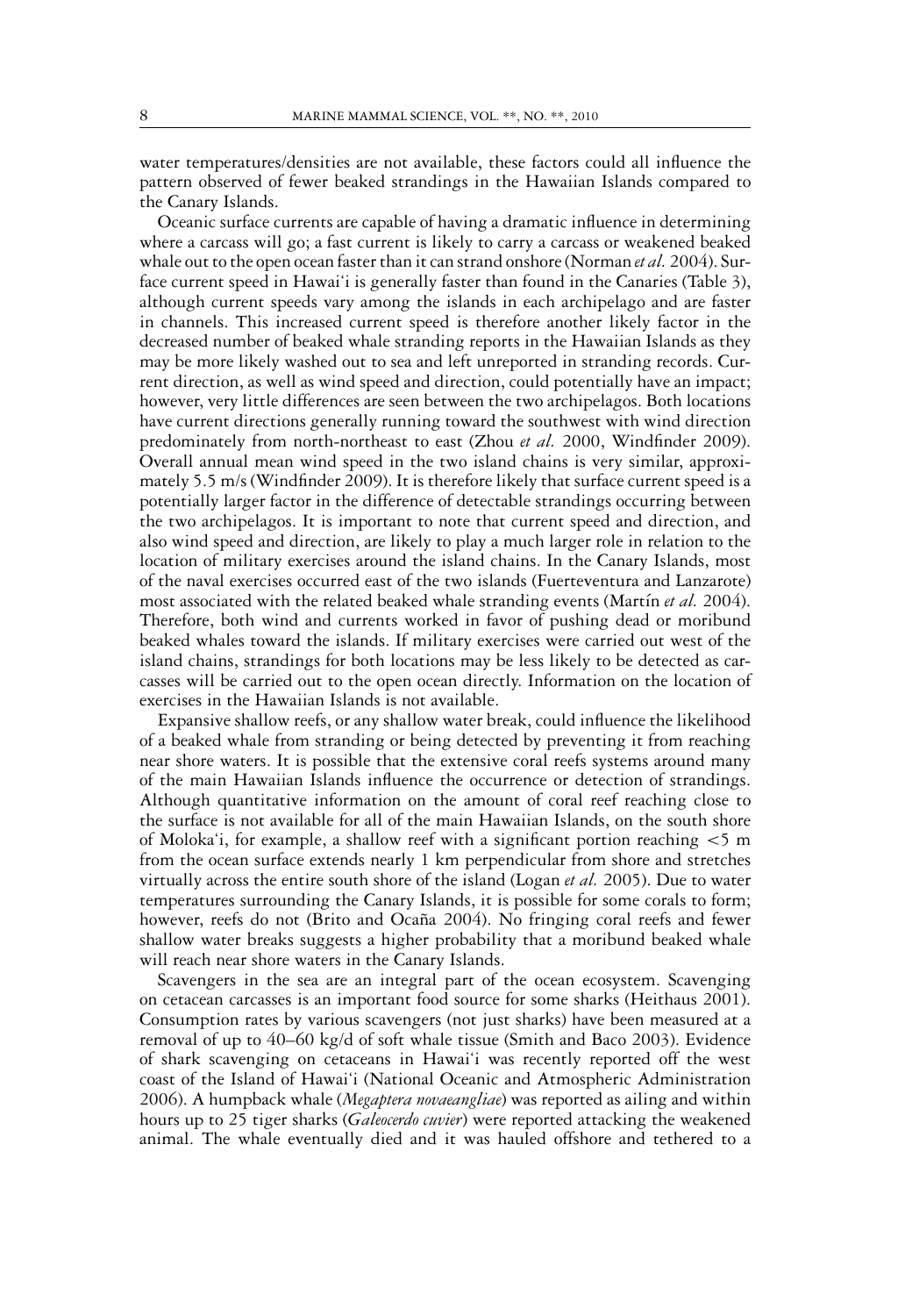water temperatures/densities are not available, these factors could all influence the pattern observed of fewer beaked strandings in the Hawaiian Islands compared to the Canary Islands.

Oceanic surface currents are capable of having a dramatic influence in determining where a carcass will go; a fast current is likely to carry a carcass or weakened beaked whale out to the open ocean faster than it can strand onshore (Norman *et al.* 2004). Surface current speed in Hawai'i is generally faster than found in the Canaries (Table 3), although current speeds vary among the islands in each archipelago and are faster in channels. This increased current speed is therefore another likely factor in the decreased number of beaked whale stranding reports in the Hawaiian Islands as they may be more likely washed out to sea and left unreported in stranding records. Current direction, as well as wind speed and direction, could potentially have an impact; however, very little differences are seen between the two archipelagos. Both locations have current directions generally running toward the southwest with wind direction predominately from north-northeast to east (Zhou *et al.* 2000, Windfinder 2009). Overall annual mean wind speed in the two island chains is very similar, approximately 5.5 m/s (Windfinder 2009). It is therefore likely that surface current speed is a potentially larger factor in the difference of detectable strandings occurring between the two archipelagos. It is important to note that current speed and direction, and also wind speed and direction, are likely to play a much larger role in relation to the location of military exercises around the island chains. In the Canary Islands, most of the naval exercises occurred east of the two islands (Fuerteventura and Lanzarote) most associated with the related beaked whale stranding events (Martín *et al.* 2004). Therefore, both wind and currents worked in favor of pushing dead or moribund beaked whales toward the islands. If military exercises were carried out west of the island chains, strandings for both locations may be less likely to be detected as carcasses will be carried out to the open ocean directly. Information on the location of exercises in the Hawaiian Islands is not available.

Expansive shallow reefs, or any shallow water break, could influence the likelihood of a beaked whale from stranding or being detected by preventing it from reaching near shore waters. It is possible that the extensive coral reefs systems around many of the main Hawaiian Islands influence the occurrence or detection of strandings. Although quantitative information on the amount of coral reef reaching close to the surface is not available for all of the main Hawaiian Islands, on the south shore of Moloka'i, for example, a shallow reef with a significant portion reaching $<5$ m from the ocean surface extends nearly 1 km perpendicular from shore and stretches virtually across the entire south shore of the island (Logan *et al.* 2005). Due to water temperatures surrounding the Canary Islands, it is possible for some corals to form; however, reefs do not (Brito and Ocaña 2004). No fringing coral reefs and fewer shallow water breaks suggests a higher probability that a moribund beaked whale will reach near shore waters in the Canary Islands.

Scavengers in the sea are an integral part of the ocean ecosystem. Scavenging on cetacean carcasses is an important food source for some sharks (Heithaus 2001). Consumption rates by various scavengers (not just sharks) have been measured at a removal of up to 40–60 kg/d of soft whale tissue (Smith and Baco 2003). Evidence of shark scavenging on cetaceans in Hawai'i was recently reported off the west coast of the Island of Hawai'i (National Oceanic and Atmospheric Administration 2006). A humpback whale (*Megaptera novaeangliae*) was reported as ailing and within hours up to 25 tiger sharks (*Galeocerdo cuvier*) were reported attacking the weakened animal. The whale eventually died and it was hauled offshore and tethered to a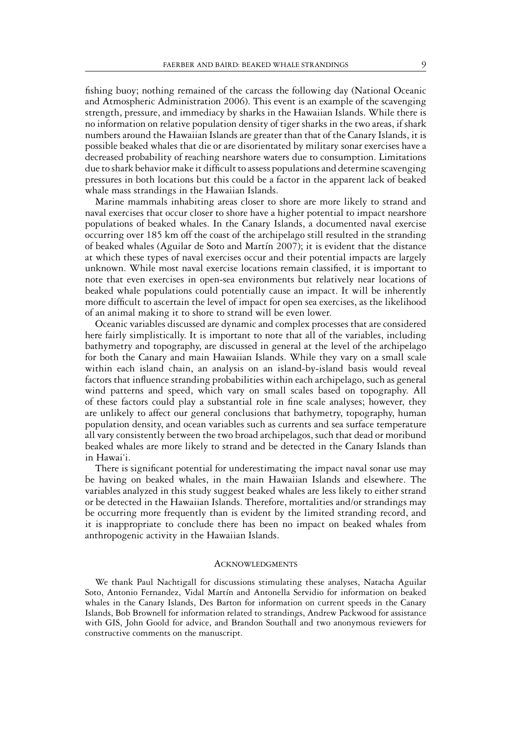fishing buoy; nothing remained of the carcass the following day (National Oceanic and Atmospheric Administration 2006). This event is an example of the scavenging strength, pressure, and immediacy by sharks in the Hawaiian Islands. While there is no information on relative population density of tiger sharks in the two areas, if shark numbers around the Hawaiian Islands are greater than that of the Canary Islands, it is possible beaked whales that die or are disorientated by military sonar exercises have a decreased probability of reaching nearshore waters due to consumption. Limitations due to shark behavior make it difficult to assess populations and determine scavenging pressures in both locations but this could be a factor in the apparent lack of beaked whale mass strandings in the Hawaiian Islands.

Marine mammals inhabiting areas closer to shore are more likely to strand and naval exercises that occur closer to shore have a higher potential to impact nearshore populations of beaked whales. In the Canary Islands, a documented naval exercise occurring over 185 km off the coast of the archipelago still resulted in the stranding of beaked whales (Aguilar de Soto and Martín 2007); it is evident that the distance at which these types of naval exercises occur and their potential impacts are largely unknown. While most naval exercise locations remain classified, it is important to note that even exercises in open-sea environments but relatively near locations of beaked whale populations could potentially cause an impact. It will be inherently more difficult to ascertain the level of impact for open sea exercises, as the likelihood of an animal making it to shore to strand will be even lower.

Oceanic variables discussed are dynamic and complex processes that are considered here fairly simplistically. It is important to note that all of the variables, including bathymetry and topography, are discussed in general at the level of the archipelago for both the Canary and main Hawaiian Islands. While they vary on a small scale within each island chain, an analysis on an island-by-island basis would reveal factors that influence stranding probabilities within each archipelago, such as general wind patterns and speed, which vary on small scales based on topography. All of these factors could play a substantial role in fine scale analyses; however, they are unlikely to affect our general conclusions that bathymetry, topography, human population density, and ocean variables such as currents and sea surface temperature all vary consistently between the two broad archipelagos, such that dead or moribund beaked whales are more likely to strand and be detected in the Canary Islands than in Hawai'i.

There is significant potential for underestimating the impact naval sonar use may be having on beaked whales, in the main Hawaiian Islands and elsewhere. The variables analyzed in this study suggest beaked whales are less likely to either strand or be detected in the Hawaiian Islands. Therefore, mortalities and/or strandings may be occurring more frequently than is evident by the limited stranding record, and it is inappropriate to conclude there has been no impact on beaked whales from anthropogenic activity in the Hawaiian Islands.

## Acknowledgments

We thank Paul Nachtigall for discussions stimulating these analyses, Natacha Aguilar Soto, Antonio Fernandez, Vidal Martín and Antonella Servidio for information on beaked whales in the Canary Islands, Des Barton for information on current speeds in the Canary Islands, Bob Brownell for information related to strandings, Andrew Packwood for assistance with GIS, John Goold for advice, and Brandon Southall and two anonymous reviewers for constructive comments on the manuscript.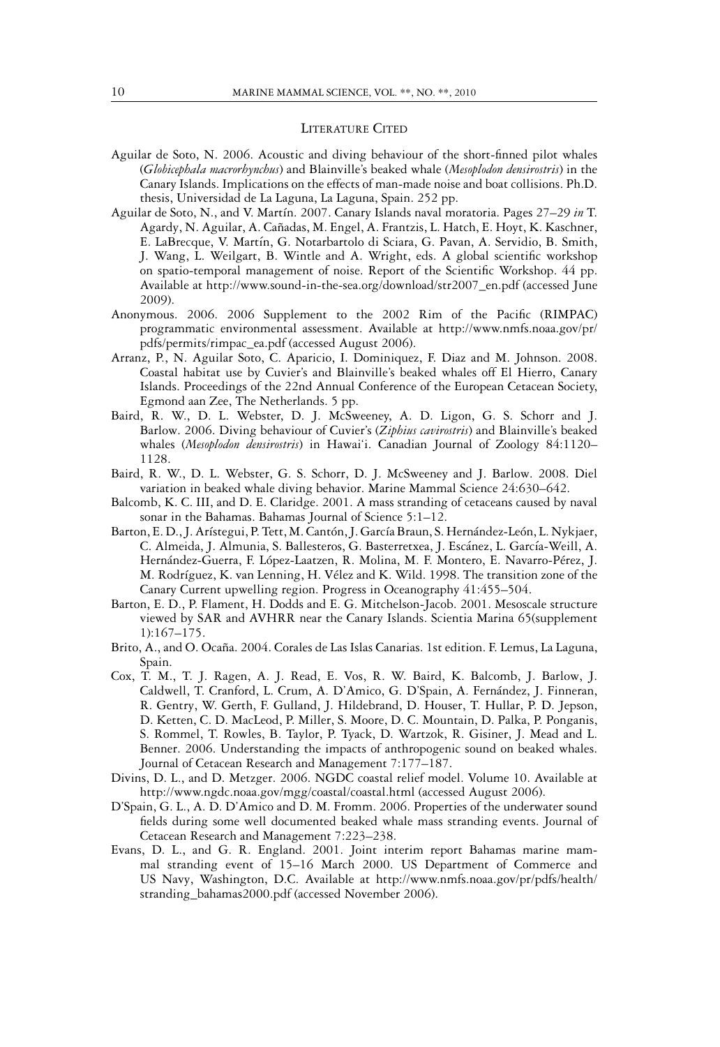## Literature Cited

Aguilar de Soto, N. 2006. Acoustic and diving behaviour of the short-finned pilot whales (*Globicephala macrorhynchus*) and Blainville's beaked whale (*Mesoplodon densirostris*) in the Canary Islands. Implications on the effects of man-made noise and boat collisions. Ph.D. thesis, Universidad de La Laguna, La Laguna, Spain. 252 pp.

Aguilar de Soto, N., and V. Martín. 2007. Canary Islands naval moratoria. Pages 27–29 *in* T. Agardy, N. Aguilar, A. Cañadas, M. Engel, A. Frantzis, L. Hatch, E. Hoyt, K. Kaschner, E. LaBrecque, V. Martín, G. Notarbartolo di Sciara, G. Pavan, A. Servidio, B. Smith, J. Wang, L. Weilgart, B. Wintle and A. Wright, eds. A global scientific workshop on spatio-temporal management of noise. Report of the Scientific Workshop. 44 pp. Available at http://www.sound-in-the-sea.org/download/str2007_en.pdf (accessed June 2009).

Anonymous. 2006. 2006 Supplement to the 2002 Rim of the Pacific (RIMPAC) programmatic environmental assessment. Available at http://www.nmfs.noaa.gov/pr/pdfs/permits/rimpac_ea.pdf (accessed August 2006).

Arranz, P., N. Aguilar Soto, C. Aparicio, I. Dominiquez, F. Diaz and M. Johnson. 2008. Coastal habitat use by Cuvier's and Blainville's beaked whales off El Hierro, Canary Islands. Proceedings of the 22nd Annual Conference of the European Cetacean Society, Egmond aan Zee, The Netherlands. 5 pp.

Baird, R. W., D. L. Webster, D. J. McSweeney, A. D. Ligon, G. S. Schorr and J. Barlow. 2006. Diving behaviour of Cuvier's (*Ziphius cavirostris*) and Blainville's beaked whales (*Mesoplodon densirostris*) in Hawai'i. Canadian Journal of Zoology 84:1120–1128.

Baird, R. W., D. L. Webster, G. S. Schorr, D. J. McSweeney and J. Barlow. 2008. Diel variation in beaked whale diving behavior. Marine Mammal Science 24:630–642.

Balcomb, K. C. III, and D. E. Claridge. 2001. A mass stranding of cetaceans caused by naval sonar in the Bahamas. Bahamas Journal of Science 5:1–12.

Barton, E. D., J. Arístegui, P. Tett, M. Cantón, J. García Braun, S. Hernández-León, L. Nykjaer, C. Almeida, J. Almunia, S. Ballesteros, G. Basterretxea, J. Escánez, L. García-Weill, A. Hernández-Guerra, F. López-Laatzen, R. Molina, M. F. Montero, E. Navarro-Pérez, J. M. Rodríguez, K. van Lenning, H. Vélez and K. Wild. 1998. The transition zone of the Canary Current upwelling region. Progress in Oceanography 41:455–504.

Barton, E. D., P. Flament, H. Dodds and E. G. Mitchelson-Jacob. 2001. Mesoscale structure viewed by SAR and AVHRR near the Canary Islands. Scientia Marina 65(supplement 1):167–175.

Brito, A., and O. Ocaña. 2004. Corales de Las Islas Canarias. 1st edition. F. Lemus, La Laguna, Spain.

Cox, T. M., T. J. Ragen, A. J. Read, E. Vos, R. W. Baird, K. Balcomb, J. Barlow, J. Caldwell, T. Cranford, L. Crum, A. D'Amico, G. D'Spain, A. Fernández, J. Finneran, R. Gentry, W. Gerth, F. Gulland, J. Hildebrand, D. Houser, T. Hullar, P. D. Jepson, D. Ketten, C. D. MacLeod, P. Miller, S. Moore, D. C. Mountain, D. Palka, P. Ponganis, S. Rommel, T. Rowles, B. Taylor, P. Tyack, D. Wartzok, R. Gisiner, J. Mead and L. Benner. 2006. Understanding the impacts of anthropogenic sound on beaked whales. Journal of Cetacean Research and Management 7:177–187.

Divins, D. L., and D. Metzger. 2006. NGDC coastal relief model. Volume 10. Available at http://www.ngdc.noaa.gov/mgg/coastal/coastal.html (accessed August 2006).

D'Spain, G. L., A. D. D'Amico and D. M. Fromm. 2006. Properties of the underwater sound fields during some well documented beaked whale mass stranding events. Journal of Cetacean Research and Management 7:223–238.

Evans, D. L., and G. R. England. 2001. Joint interim report Bahamas marine mammal stranding event of 15–16 March 2000. US Department of Commerce and US Navy, Washington, D.C. Available at http://www.nmfs.noaa.gov/pr/pdfs/health/stranding_bahamas2000.pdf (accessed November 2006).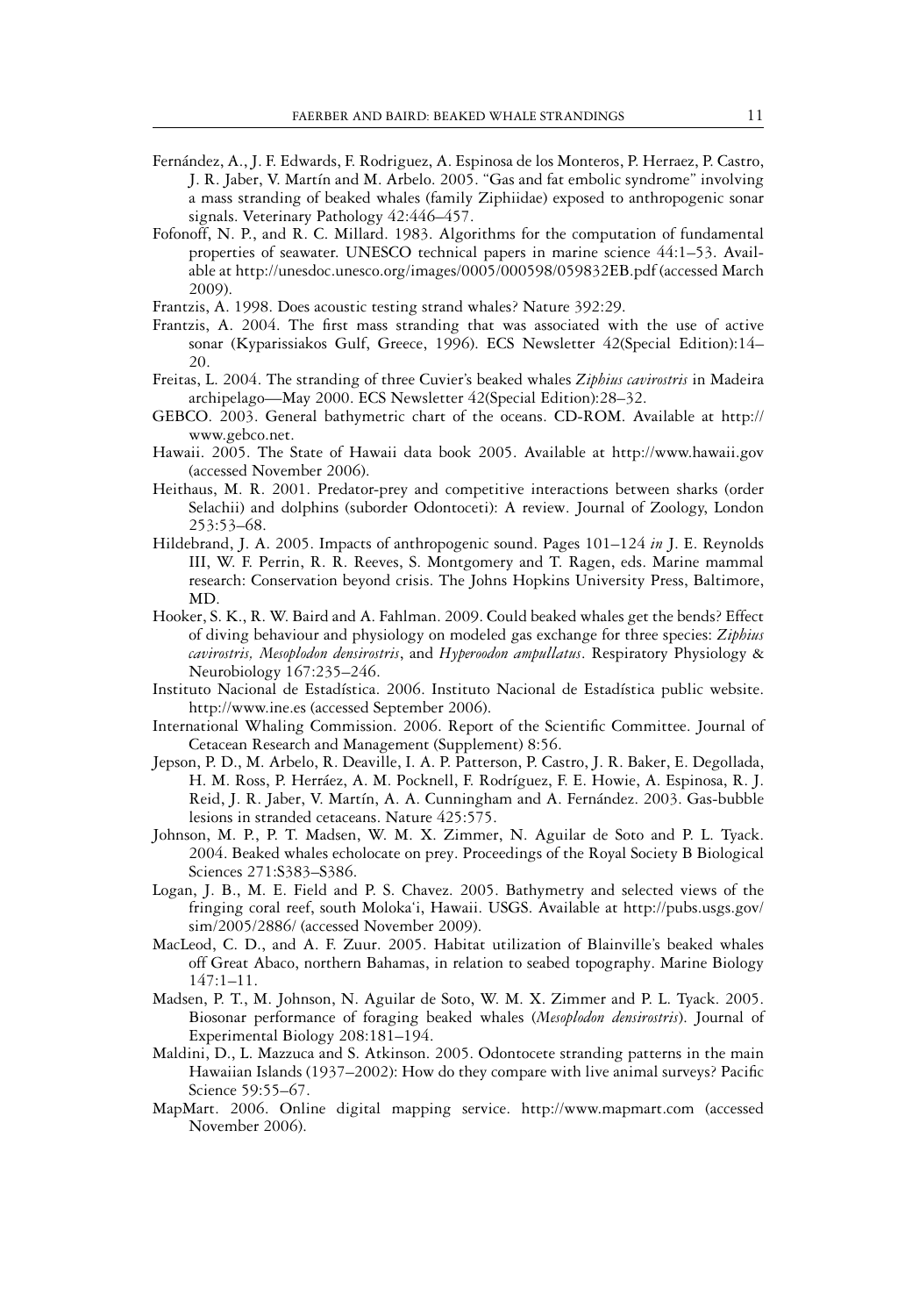Fernández, A., J. F. Edwards, F. Rodriguez, A. Espinosa de los Monteros, P. Herraez, P. Castro, J. R. Jaber, V. Martín and M. Arbelo. 2005. "Gas and fat embolic syndrome" involving a mass stranding of beaked whales (family Ziphiidae) exposed to anthropogenic sonar signals. Veterinary Pathology 42:446–457.

Fofonoff, N. P., and R. C. Millard. 1983. Algorithms for the computation of fundamental properties of seawater. UNESCO technical papers in marine science 44:1–53. Available at http://unesdoc.unesco.org/images/0005/000598/059832EB.pdf (accessed March 2009).

Frantzis, A. 1998. Does acoustic testing strand whales? Nature 392:29.

Frantzis, A. 2004. The first mass stranding that was associated with the use of active sonar (Kyparissiakos Gulf, Greece, 1996). ECS Newsletter 42(Special Edition):14–20.

Freitas, L. 2004. The stranding of three Cuvier's beaked whales *Ziphius cavirostris* in Madeira archipelago—May 2000. ECS Newsletter 42(Special Edition):28–32.

GEBCO. 2003. General bathymetric chart of the oceans. CD-ROM. Available at http://www.gebco.net.

Hawaii. 2005. The State of Hawaii data book 2005. Available at http://www.hawaii.gov (accessed November 2006).

Heithaus, M. R. 2001. Predator-prey and competitive interactions between sharks (order Selachii) and dolphins (suborder Odontoceti): A review. Journal of Zoology, London 253:53–68.

Hildebrand, J. A. 2005. Impacts of anthropogenic sound. Pages 101–124 *in* J. E. Reynolds III, W. F. Perrin, R. R. Reeves, S. Montgomery and T. Ragen, eds. Marine mammal research: Conservation beyond crisis. The Johns Hopkins University Press, Baltimore, MD.

Hooker, S. K., R. W. Baird and A. Fahlman. 2009. Could beaked whales get the bends? Effect of diving behaviour and physiology on modeled gas exchange for three species: *Ziphius cavirostris, Mesoplodon densirostris*, and *Hyperoodon ampullatus*. Respiratory Physiology & Neurobiology 167:235–246.

Instituto Nacional de Estadística. 2006. Instituto Nacional de Estadística public website. http://www.ine.es (accessed September 2006).

International Whaling Commission. 2006. Report of the Scientific Committee. Journal of Cetacean Research and Management (Supplement) 8:56.

Jepson, P. D., M. Arbelo, R. Deaville, I. A. P. Patterson, P. Castro, J. R. Baker, E. Degollada, H. M. Ross, P. Herráez, A. M. Pocknell, F. Rodríguez, F. E. Howie, A. Espinosa, R. J. Reid, J. R. Jaber, V. Martín, A. A. Cunningham and A. Fernández. 2003. Gas-bubble lesions in stranded cetaceans. Nature 425:575.

Johnson, M. P., P. T. Madsen, W. M. X. Zimmer, N. Aguilar de Soto and P. L. Tyack. 2004. Beaked whales echolocate on prey. Proceedings of the Royal Society B Biological Sciences 271:S383–S386.

Logan, J. B., M. E. Field and P. S. Chavez. 2005. Bathymetry and selected views of the fringing coral reef, south Moloka'i, Hawaii. USGS. Available at http://pubs.usgs.gov/sim/2005/2886/ (accessed November 2009).

MacLeod, C. D., and A. F. Zuur. 2005. Habitat utilization of Blainville's beaked whales off Great Abaco, northern Bahamas, in relation to seabed topography. Marine Biology 147:1–11.

Madsen, P. T., M. Johnson, N. Aguilar de Soto, W. M. X. Zimmer and P. L. Tyack. 2005. Biosonar performance of foraging beaked whales (*Mesoplodon densirostris*). Journal of Experimental Biology 208:181–194.

Maldini, D., L. Mazzuca and S. Atkinson. 2005. Odontocete stranding patterns in the main Hawaiian Islands (1937–2002): How do they compare with live animal surveys? Pacific Science 59:55–67.

MapMart. 2006. Online digital mapping service. http://www.mapmart.com (accessed November 2006).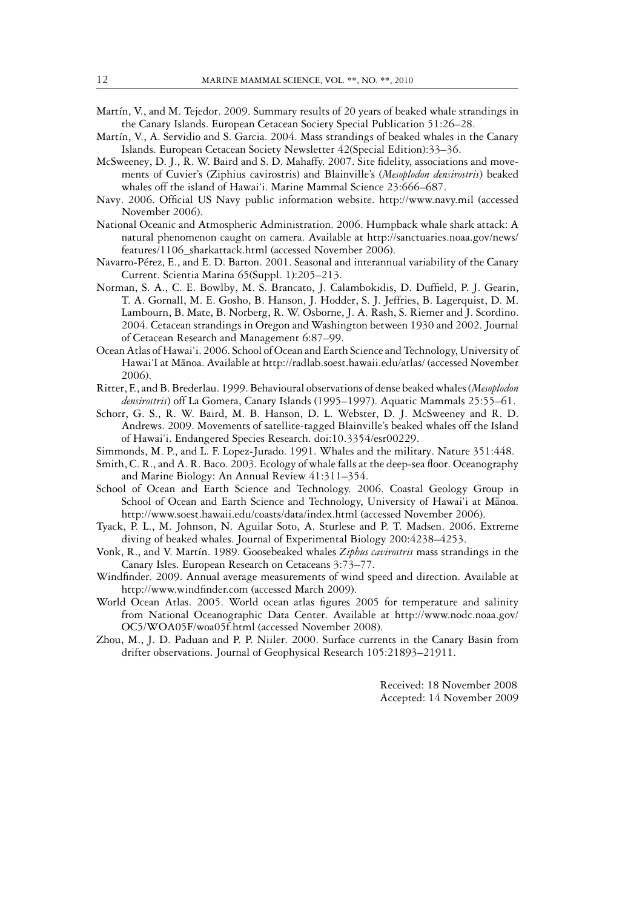Martín, V., and M. Tejedor. 2009. Summary results of 20 years of beaked whale strandings in the Canary Islands. European Cetacean Society Special Publication 51:26–28.

Martín, V., A. Servidio and S. Garcia. 2004. Mass strandings of beaked whales in the Canary Islands. European Cetacean Society Newsletter 42(Special Edition):33–36.

McSweeney, D. J., R. W. Baird and S. D. Mahaffy. 2007. Site fidelity, associations and movements of Cuvier's (Ziphius cavirostris) and Blainville's (*Mesoplodon densirostris*) beaked whales off the island of Hawai'i. Marine Mammal Science 23:666–687.

Navy. 2006. Official US Navy public information website. http://www.navy.mil (accessed November 2006).

National Oceanic and Atmospheric Administration. 2006. Humpback whale shark attack: A natural phenomenon caught on camera. Available at http://sanctuaries.noaa.gov/news/features/1106_sharkattack.html (accessed November 2006).

Navarro-Pérez, E., and E. D. Barton. 2001. Seasonal and interannual variability of the Canary Current. Scientia Marina 65(Suppl. 1):205–213.

Norman, S. A., C. E. Bowlby, M. S. Brancato, J. Calambokidis, D. Duffield, P. J. Gearin, T. A. Gornall, M. E. Gosho, B. Hanson, J. Hodder, S. J. Jeffries, B. Lagerquist, D. M. Lambourn, B. Mate, B. Norberg, R. W. Osborne, J. A. Rash, S. Riemer and J. Scordino. 2004. Cetacean strandings in Oregon and Washington between 1930 and 2002. Journal of Cetacean Research and Management 6:87–99.

Ocean Atlas of Hawai'i. 2006. School of Ocean and Earth Science and Technology, University of Hawai'I at Mānoa. Available at http://radlab.soest.hawaii.edu/atlas/ (accessed November 2006).

Ritter, F., and B. Brederlau. 1999. Behavioural observations of dense beaked whales (*Mesoplodon densirostris*) off La Gomera, Canary Islands (1995–1997). Aquatic Mammals 25:55–61.

Schorr, G. S., R. W. Baird, M. B. Hanson, D. L. Webster, D. J. McSweeney and R. D. Andrews. 2009. Movements of satellite-tagged Blainville's beaked whales off the Island of Hawai'i. Endangered Species Research. doi:10.3354/esr00229.

Simmonds, M. P., and L. F. Lopez-Jurado. 1991. Whales and the military. Nature 351:448.

Smith, C. R., and A. R. Baco. 2003. Ecology of whale falls at the deep-sea floor. Oceanography and Marine Biology: An Annual Review 41:311–354.

School of Ocean and Earth Science and Technology. 2006. Coastal Geology Group in School of Ocean and Earth Science and Technology, University of Hawai'i at Mānoa. http://www.soest.hawaii.edu/coasts/data/index.html (accessed November 2006).

Tyack, P. L., M. Johnson, N. Aguilar Soto, A. Sturlese and P. T. Madsen. 2006. Extreme diving of beaked whales. Journal of Experimental Biology 200:4238–4253.

Vonk, R., and V. Martín. 1989. Goosebeaked whales *Ziphus cavirostris* mass strandings in the Canary Isles. European Research on Cetaceans 3:73–77.

Windfinder. 2009. Annual average measurements of wind speed and direction. Available at http://www.windfinder.com (accessed March 2009).

World Ocean Atlas. 2005. World ocean atlas figures 2005 for temperature and salinity from National Oceanographic Data Center. Available at http://www.nodc.noaa.gov/OC5/WOA05F/woa05f.html (accessed November 2008).

Zhou, M., J. D. Paduan and P. P. Niiler. 2000. Surface currents in the Canary Basin from drifter observations. Journal of Geophysical Research 105:21893–21911.

Received: 18 November 2008
Accepted: 14 November 2009